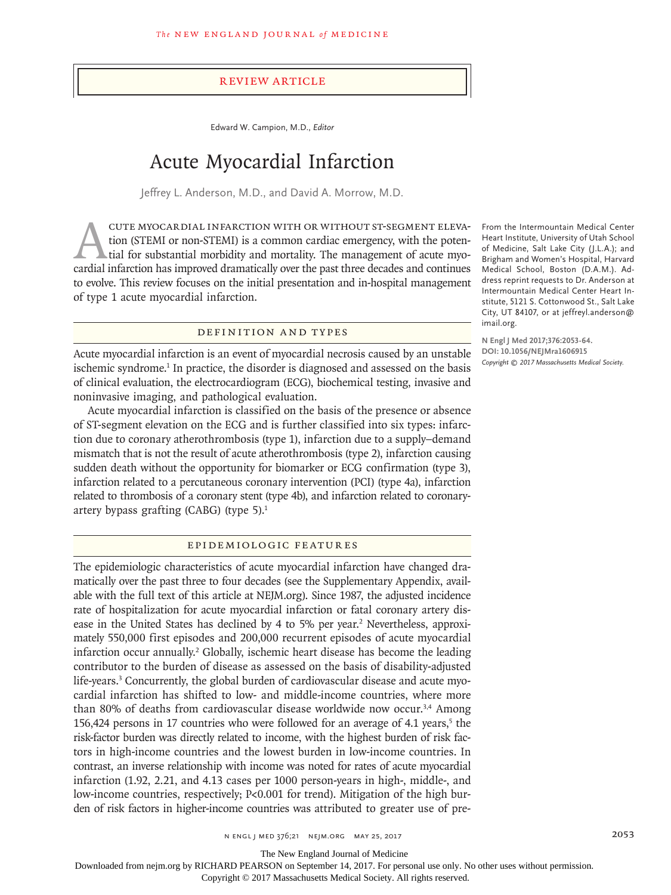REVIEW ARTICLE

Edward W. Campion, M.D., *Editor*

# Acute Myocardial Infarction

Jeffrey L. Anderson, M.D., and David A. Morrow, M.D.

From the Intermountain Medical Center Heart Institute, University of Utah School of Medicine, Salt Lake City (J.L.A.); and Brigham and Women's Hospital, Harvard Medical School, Boston (D.A.M.). Address reprint requests to Dr. Anderson at Intermountain Medical Center Heart Institute, 5121 S. Cottonwood St., Salt Lake City, UT 84107, or at jeffreyl.anderson@imail.org.

**N Engl J Med 2017;376:2053-64.**
**DOI: 10.1056/NEJMra1606915**
*Copyright © 2017 Massachusetts Medical Society.*

Acute myocardial infarction with or without ST-segment elevation (STEMI or non-STEMI) is a common cardiac emergency, with the potential for substantial morbidity and mortality. The management of acute myocardial infarction has improved dramatically over the past three decades and continues to evolve. This review focuses on the initial presentation and in-hospital management of type 1 acute myocardial infarction.

## Definition and Types

Acute myocardial infarction is an event of myocardial necrosis caused by an unstable ischemic syndrome.[1] In practice, the disorder is diagnosed and assessed on the basis of clinical evaluation, the electrocardiogram (ECG), biochemical testing, invasive and noninvasive imaging, and pathological evaluation.

Acute myocardial infarction is classified on the basis of the presence or absence of ST-segment elevation on the ECG and is further classified into six types: infarction due to coronary atherothrombosis (type 1), infarction due to a supply–demand mismatch that is not the result of acute atherothrombosis (type 2), infarction causing sudden death without the opportunity for biomarker or ECG confirmation (type 3), infarction related to a percutaneous coronary intervention (PCI) (type 4a), infarction related to thrombosis of a coronary stent (type 4b), and infarction related to coronary-artery bypass grafting (CABG) (type 5).[1]

## Epidemiologic Features

The epidemiologic characteristics of acute myocardial infarction have changed dramatically over the past three to four decades (see the Supplementary Appendix, available with the full text of this article at NEJM.org). Since 1987, the adjusted incidence rate of hospitalization for acute myocardial infarction or fatal coronary artery disease in the United States has declined by 4 to 5% per year.[2] Nevertheless, approximately 550,000 first episodes and 200,000 recurrent episodes of acute myocardial infarction occur annually.[2] Globally, ischemic heart disease has become the leading contributor to the burden of disease as assessed on the basis of disability-adjusted life-years.[3] Concurrently, the global burden of cardiovascular disease and acute myocardial infarction has shifted to low- and middle-income countries, where more than 80% of deaths from cardiovascular disease worldwide now occur.[3,4] Among 156,424 persons in 17 countries who were followed for an average of 4.1 years,[5] the risk-factor burden was directly related to income, with the highest burden of risk factors in high-income countries and the lowest burden in low-income countries. In contrast, an inverse relationship with income was noted for rates of acute myocardial infarction (1.92, 2.21, and 4.13 cases per 1000 person-years in high-, middle-, and low-income countries, respectively; $P<0.001$ for trend). Mitigation of the high burden of risk factors in higher-income countries was attributed to greater use of pre-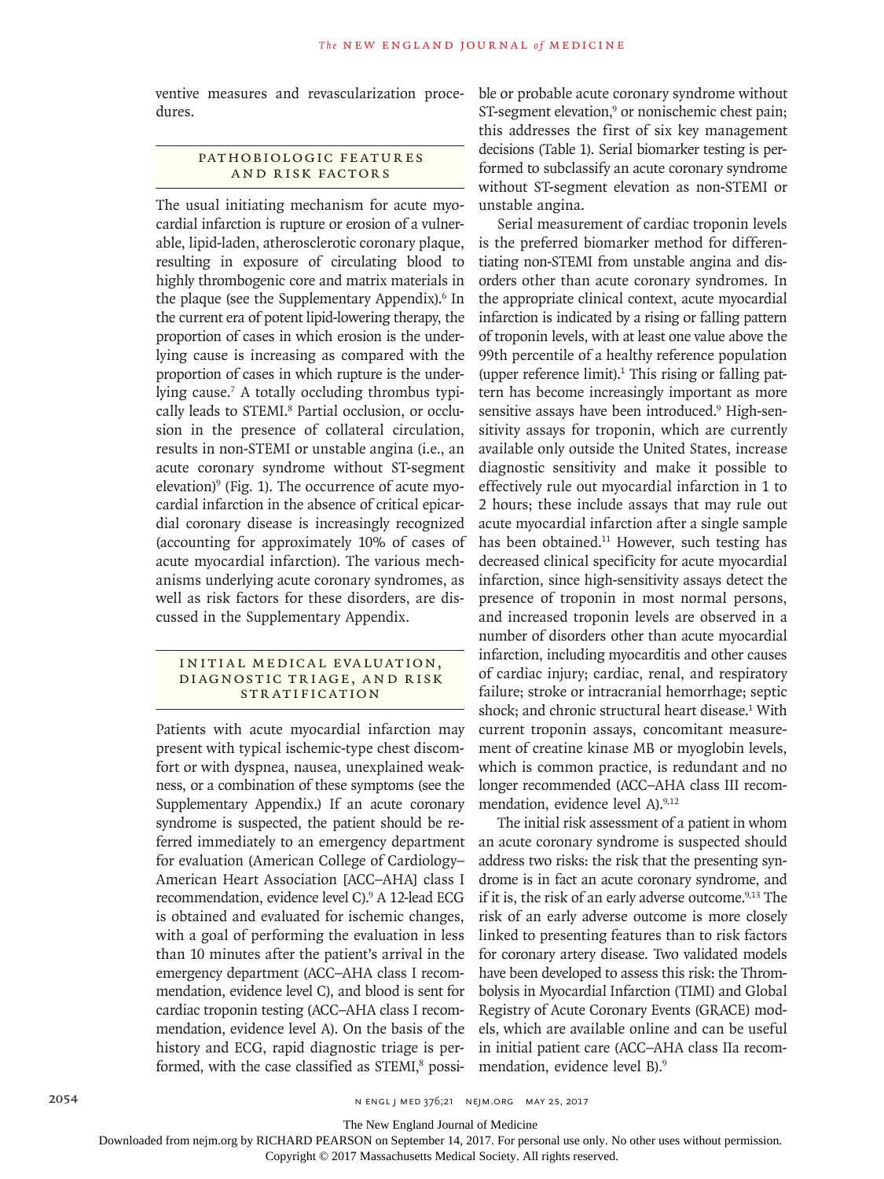ventive measures and revascularization procedures.

## Pathobiologic Features and Risk Factors

The usual initiating mechanism for acute myocardial infarction is rupture or erosion of a vulnerable, lipid-laden, atherosclerotic coronary plaque, resulting in exposure of circulating blood to highly thrombogenic core and matrix materials in the plaque (see the Supplementary Appendix).[6] In the current era of potent lipid-lowering therapy, the proportion of cases in which erosion is the underlying cause is increasing as compared with the proportion of cases in which rupture is the underlying cause.[7] A totally occluding thrombus typically leads to STEMI.[8] Partial occlusion, or occlusion in the presence of collateral circulation, results in non-STEMI or unstable angina (i.e., an acute coronary syndrome without ST-segment elevation)[9] (Fig. 1). The occurrence of acute myocardial infarction in the absence of critical epicardial coronary disease is increasingly recognized (accounting for approximately 10% of cases of acute myocardial infarction). The various mechanisms underlying acute coronary syndromes, as well as risk factors for these disorders, are discussed in the Supplementary Appendix.

## Initial Medical Evaluation, Diagnostic Triage, and Risk Stratification

Patients with acute myocardial infarction may present with typical ischemic-type chest discomfort or with dyspnea, nausea, unexplained weakness, or a combination of these symptoms (see the Supplementary Appendix.) If an acute coronary syndrome is suspected, the patient should be referred immediately to an emergency department for evaluation (American College of Cardiology–American Heart Association [ACC–AHA] class I recommendation, evidence level C).[9] A 12-lead ECG is obtained and evaluated for ischemic changes, with a goal of performing the evaluation in less than 10 minutes after the patient's arrival in the emergency department (ACC–AHA class I recommendation, evidence level C), and blood is sent for cardiac troponin testing (ACC–AHA class I recommendation, evidence level A). On the basis of the history and ECG, rapid diagnostic triage is performed, with the case classified as STEMI,[8] possible or probable acute coronary syndrome without ST-segment elevation,[9] or nonischemic chest pain; this addresses the first of six key management decisions (Table 1). Serial biomarker testing is performed to subclassify an acute coronary syndrome without ST-segment elevation as non-STEMI or unstable angina.

Serial measurement of cardiac troponin levels is the preferred biomarker method for differentiating non-STEMI from unstable angina and disorders other than acute coronary syndromes. In the appropriate clinical context, acute myocardial infarction is indicated by a rising or falling pattern of troponin levels, with at least one value above the 99th percentile of a healthy reference population (upper reference limit).[1] This rising or falling pattern has become increasingly important as more sensitive assays have been introduced.[9] High-sensitivity assays for troponin, which are currently available only outside the United States, increase diagnostic sensitivity and make it possible to effectively rule out myocardial infarction in 1 to 2 hours; these include assays that may rule out acute myocardial infarction after a single sample has been obtained.[11] However, such testing has decreased clinical specificity for acute myocardial infarction, since high-sensitivity assays detect the presence of troponin in most normal persons, and increased troponin levels are observed in a number of disorders other than acute myocardial infarction, including myocarditis and other causes of cardiac injury; cardiac, renal, and respiratory failure; stroke or intracranial hemorrhage; septic shock; and chronic structural heart disease.[1] With current troponin assays, concomitant measurement of creatine kinase MB or myoglobin levels, which is common practice, is redundant and no longer recommended (ACC–AHA class III recommendation, evidence level A).[9,12]

The initial risk assessment of a patient in whom an acute coronary syndrome is suspected should address two risks: the risk that the presenting syndrome is in fact an acute coronary syndrome, and if it is, the risk of an early adverse outcome.[9,13] The risk of an early adverse outcome is more closely linked to presenting features than to risk factors for coronary artery disease. Two validated models have been developed to assess this risk: the Thrombolysis in Myocardial Infarction (TIMI) and Global Registry of Acute Coronary Events (GRACE) models, which are available online and can be useful in initial patient care (ACC–AHA class IIa recommendation, evidence level B).[9]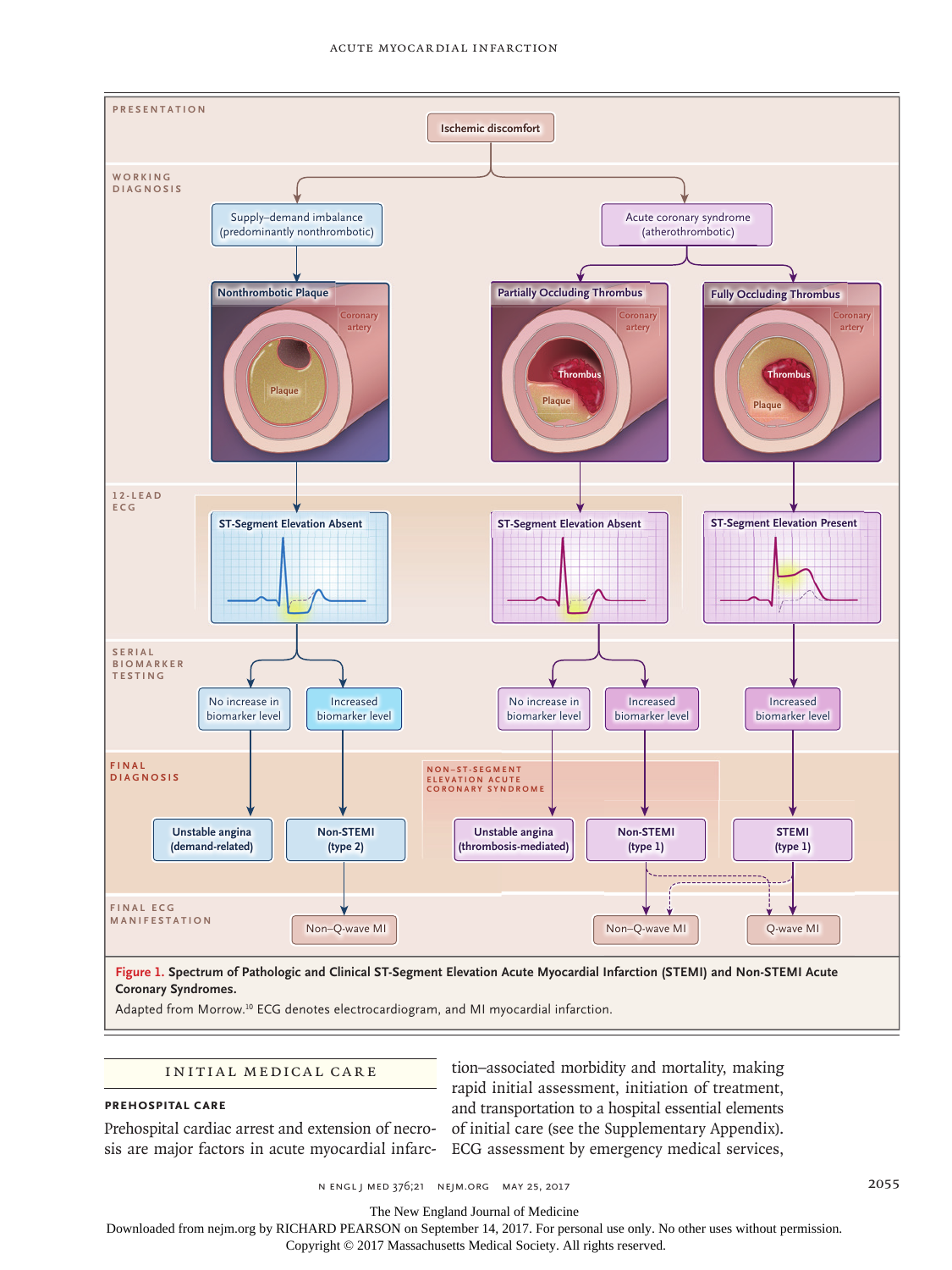**Figure 1. Spectrum of Pathologic and Clinical ST-Segment Elevation Acute Myocardial Infarction (STEMI) and Non-STEMI Acute Coronary Syndromes.**

Adapted from Morrow.[10] ECG denotes electrocardiogram, and MI myocardial infarction.

## INITIAL MEDICAL CARE

### PREHOSPITAL CARE

Prehospital cardiac arrest and extension of necrosis are major factors in acute myocardial infarction–associated morbidity and mortality, making rapid initial assessment, initiation of treatment, and transportation to a hospital essential elements of initial care (see the Supplementary Appendix). ECG assessment by emergency medical services,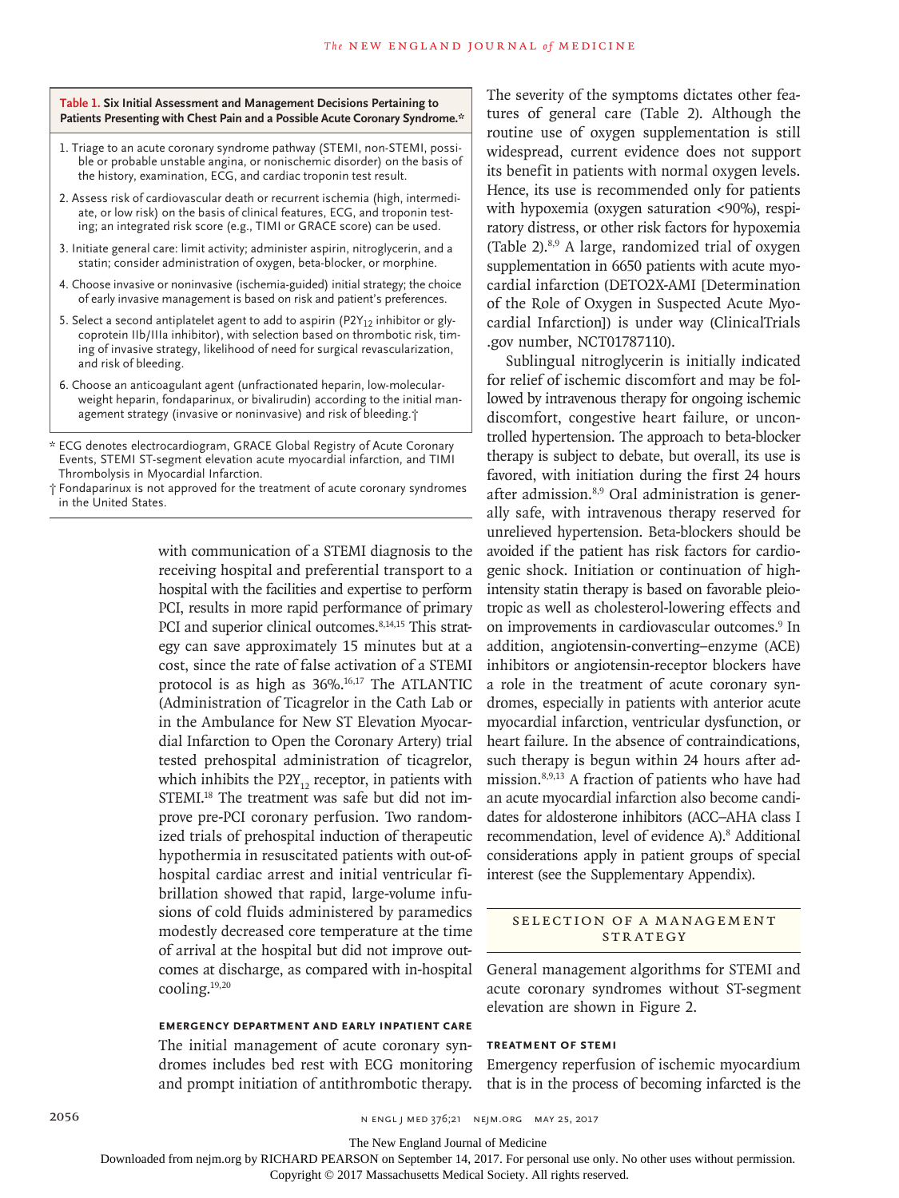**Table 1. Six Initial Assessment and Management Decisions Pertaining to Patients Presenting with Chest Pain and a Possible Acute Coronary Syndrome.***

1. Triage to an acute coronary syndrome pathway (STEMI, non-STEMI, possible or probable unstable angina, or nonischemic disorder) on the basis of the history, examination, ECG, and cardiac troponin test result.
2. Assess risk of cardiovascular death or recurrent ischemia (high, intermediate, or low risk) on the basis of clinical features, ECG, and troponin testing; an integrated risk score (e.g., TIMI or GRACE score) can be used.
3. Initiate general care: limit activity; administer aspirin, nitroglycerin, and a statin; consider administration of oxygen, beta-blocker, or morphine.
4. Choose invasive or noninvasive (ischemia-guided) initial strategy; the choice of early invasive management is based on risk and patient's preferences.
5. Select a second antiplatelet agent to add to aspirin ($P2Y_{12}$ inhibitor or glycoprotein IIb/IIIa inhibitor), with selection based on thrombotic risk, timing of invasive strategy, likelihood of need for surgical revascularization, and risk of bleeding.
6. Choose an anticoagulant agent (unfractionated heparin, low-molecular-weight heparin, fondaparinux, or bivalirudin) according to the initial management strategy (invasive or noninvasive) and risk of bleeding.†

\* ECG denotes electrocardiogram, GRACE Global Registry of Acute Coronary Events, STEMI ST-segment elevation acute myocardial infarction, and TIMI Thrombolysis in Myocardial Infarction.

† Fondaparinux is not approved for the treatment of acute coronary syndromes in the United States.

with communication of a STEMI diagnosis to the receiving hospital and preferential transport to a hospital with the facilities and expertise to perform PCI, results in more rapid performance of primary PCI and superior clinical outcomes.[8,14,15] This strategy can save approximately 15 minutes but at a cost, since the rate of false activation of a STEMI protocol is as high as 36%.[16,17] The ATLANTIC (Administration of Ticagrelor in the Cath Lab or in the Ambulance for New ST Elevation Myocardial Infarction to Open the Coronary Artery) trial tested prehospital administration of ticagrelor, which inhibits the $P2Y_{12}$ receptor, in patients with STEMI.[18] The treatment was safe but did not improve pre-PCI coronary perfusion. Two randomized trials of prehospital induction of therapeutic hypothermia in resuscitated patients with out-of-hospital cardiac arrest and initial ventricular fibrillation showed that rapid, large-volume infusions of cold fluids administered by paramedics modestly decreased core temperature at the time of arrival at the hospital but did not improve outcomes at discharge, as compared with in-hospital cooling.[19,20]

#### EMERGENCY DEPARTMENT AND EARLY INPATIENT CARE

The initial management of acute coronary syndromes includes bed rest with ECG monitoring and prompt initiation of antithrombotic therapy. The severity of the symptoms dictates other features of general care (Table 2). Although the routine use of oxygen supplementation is still widespread, current evidence does not support its benefit in patients with normal oxygen levels. Hence, its use is recommended only for patients with hypoxemia (oxygen saturation <90%), respiratory distress, or other risk factors for hypoxemia (Table 2).[8,9] A large, randomized trial of oxygen supplementation in 6650 patients with acute myocardial infarction (DETO2X-AMI [Determination of the Role of Oxygen in Suspected Acute Myocardial Infarction]) is under way (ClinicalTrials.gov number, NCT01787110).

Sublingual nitroglycerin is initially indicated for relief of ischemic discomfort and may be followed by intravenous therapy for ongoing ischemic discomfort, congestive heart failure, or uncontrolled hypertension. The approach to beta-blocker therapy is subject to debate, but overall, its use is favored, with initiation during the first 24 hours after admission.[8,9] Oral administration is generally safe, with intravenous therapy reserved for unrelieved hypertension. Beta-blockers should be avoided if the patient has risk factors for cardiogenic shock. Initiation or continuation of high-intensity statin therapy is based on favorable pleiotropic as well as cholesterol-lowering effects and on improvements in cardiovascular outcomes.[9] In addition, angiotensin-converting–enzyme (ACE) inhibitors or angiotensin-receptor blockers have a role in the treatment of acute coronary syndromes, especially in patients with anterior acute myocardial infarction, ventricular dysfunction, or heart failure. In the absence of contraindications, such therapy is begun within 24 hours after admission.[8,9,13] A fraction of patients who have had an acute myocardial infarction also become candidates for aldosterone inhibitors (ACC–AHA class I recommendation, level of evidence A).[8] Additional considerations apply in patient groups of special interest (see the Supplementary Appendix).

## SELECTION OF A MANAGEMENT STRATEGY

General management algorithms for STEMI and acute coronary syndromes without ST-segment elevation are shown in Figure 2.

#### TREATMENT OF STEMI

Emergency reperfusion of ischemic myocardium that is in the process of becoming infarcted is the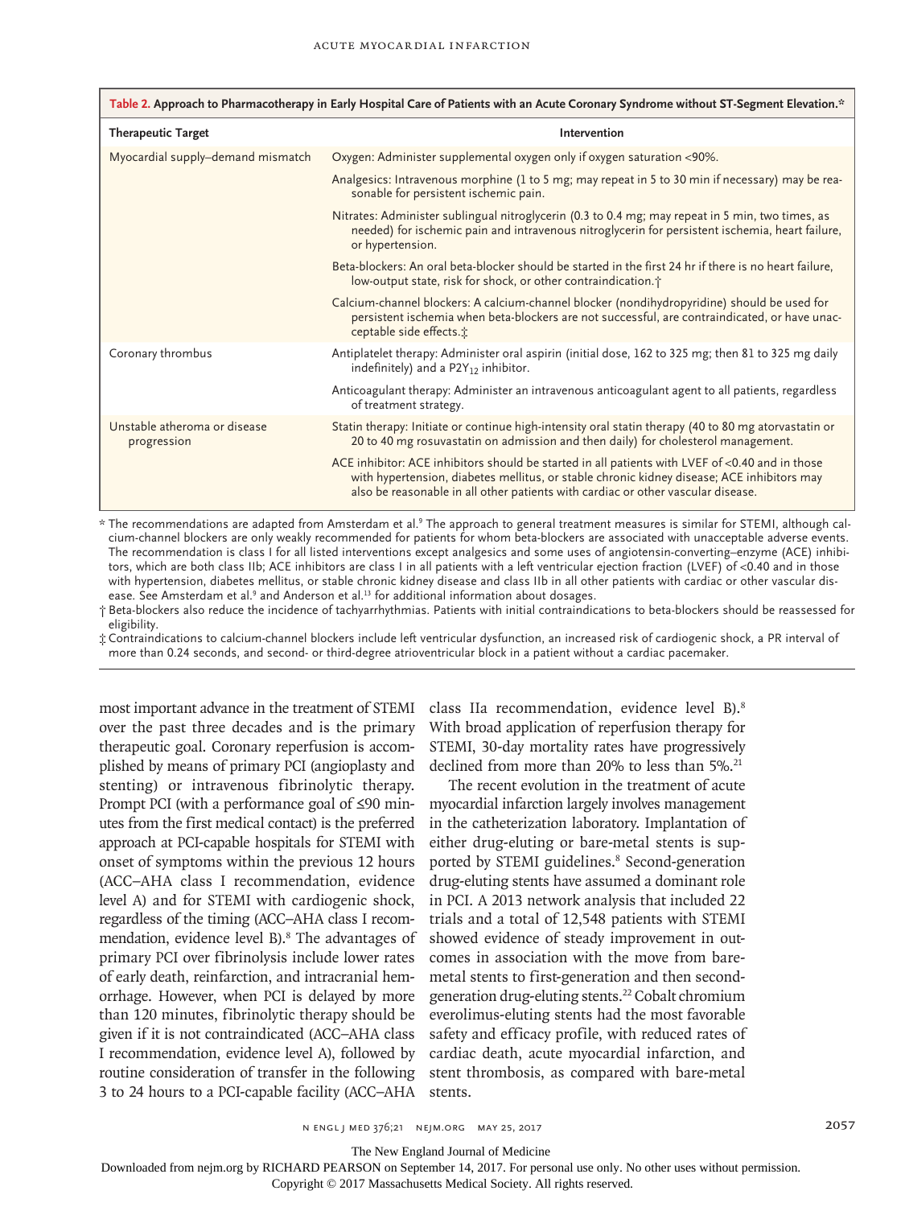**Table 2. Approach to Pharmacotherapy in Early Hospital Care of Patients with an Acute Coronary Syndrome without ST-Segment Elevation.***

| Therapeutic Target | Intervention |
|---|---|
| Myocardial supply–demand mismatch | Oxygen: Administer supplemental oxygen only if oxygen saturation <90%. |
| | Analgesics: Intravenous morphine (1 to 5 mg; may repeat in 5 to 30 min if necessary) may be reasonable for persistent ischemic pain. |
| | Nitrates: Administer sublingual nitroglycerin (0.3 to 0.4 mg; may repeat in 5 min, two times, as needed) for ischemic pain and intravenous nitroglycerin for persistent ischemia, heart failure, or hypertension. |
| | Beta-blockers: An oral beta-blocker should be started in the first 24 hr if there is no heart failure, low-output state, risk for shock, or other contraindication.† |
| | Calcium-channel blockers: A calcium-channel blocker (nondihydropyridine) should be used for persistent ischemia when beta-blockers are not successful, are contraindicated, or have unacceptable side effects.‡ |
| Coronary thrombus | Antiplatelet therapy: Administer oral aspirin (initial dose, 162 to 325 mg; then 81 to 325 mg daily indefinitely) and a $P2Y_{12}$ inhibitor. |
| | Anticoagulant therapy: Administer an intravenous anticoagulant agent to all patients, regardless of treatment strategy. |
| Unstable atheroma or disease progression | Statin therapy: Initiate or continue high-intensity oral statin therapy (40 to 80 mg atorvastatin or 20 to 40 mg rosuvastatin on admission and then daily) for cholesterol management. |
| | ACE inhibitor: ACE inhibitors should be started in all patients with LVEF of <0.40 and in those with hypertension, diabetes mellitus, or stable chronic kidney disease; ACE inhibitors may also be reasonable in all other patients with cardiac or other vascular disease. |

\* The recommendations are adapted from Amsterdam et al.[9] The approach to general treatment measures is similar for STEMI, although calcium-channel blockers are only weakly recommended for patients for whom beta-blockers are associated with unacceptable adverse events. The recommendation is class I for all listed interventions except analgesics and some uses of angiotensin-converting–enzyme (ACE) inhibitors, which are both class IIb; ACE inhibitors are class I in all patients with a left ventricular ejection fraction (LVEF) of <0.40 and in those with hypertension, diabetes mellitus, or stable chronic kidney disease and class IIb in all other patients with cardiac or other vascular disease. See Amsterdam et al.[9] and Anderson et al.[13] for additional information about dosages.

† Beta-blockers also reduce the incidence of tachyarrhythmias. Patients with initial contraindications to beta-blockers should be reassessed for eligibility.

‡ Contraindications to calcium-channel blockers include left ventricular dysfunction, an increased risk of cardiogenic shock, a PR interval of more than 0.24 seconds, and second- or third-degree atrioventricular block in a patient without a cardiac pacemaker.

most important advance in the treatment of STEMI over the past three decades and is the primary therapeutic goal. Coronary reperfusion is accomplished by means of primary PCI (angioplasty and stenting) or intravenous fibrinolytic therapy. Prompt PCI (with a performance goal of ≤90 minutes from the first medical contact) is the preferred approach at PCI-capable hospitals for STEMI with onset of symptoms within the previous 12 hours (ACC–AHA class I recommendation, evidence level A) and for STEMI with cardiogenic shock, regardless of the timing (ACC–AHA class I recommendation, evidence level B).[8] The advantages of primary PCI over fibrinolysis include lower rates of early death, reinfarction, and intracranial hemorrhage. However, when PCI is delayed by more than 120 minutes, fibrinolytic therapy should be given if it is not contraindicated (ACC–AHA class I recommendation, evidence level A), followed by routine consideration of transfer in the following 3 to 24 hours to a PCI-capable facility (ACC–AHA class IIa recommendation, evidence level B).[8] With broad application of reperfusion therapy for STEMI, 30-day mortality rates have progressively declined from more than 20% to less than 5%.[21]

The recent evolution in the treatment of acute myocardial infarction largely involves management in the catheterization laboratory. Implantation of either drug-eluting or bare-metal stents is supported by STEMI guidelines.[8] Second-generation drug-eluting stents have assumed a dominant role in PCI. A 2013 network analysis that included 22 trials and a total of 12,548 patients with STEMI showed evidence of steady improvement in outcomes in association with the move from bare-metal stents to first-generation and then second-generation drug-eluting stents.[22] Cobalt chromium everolimus-eluting stents had the most favorable safety and efficacy profile, with reduced rates of cardiac death, acute myocardial infarction, and stent thrombosis, as compared with bare-metal stents.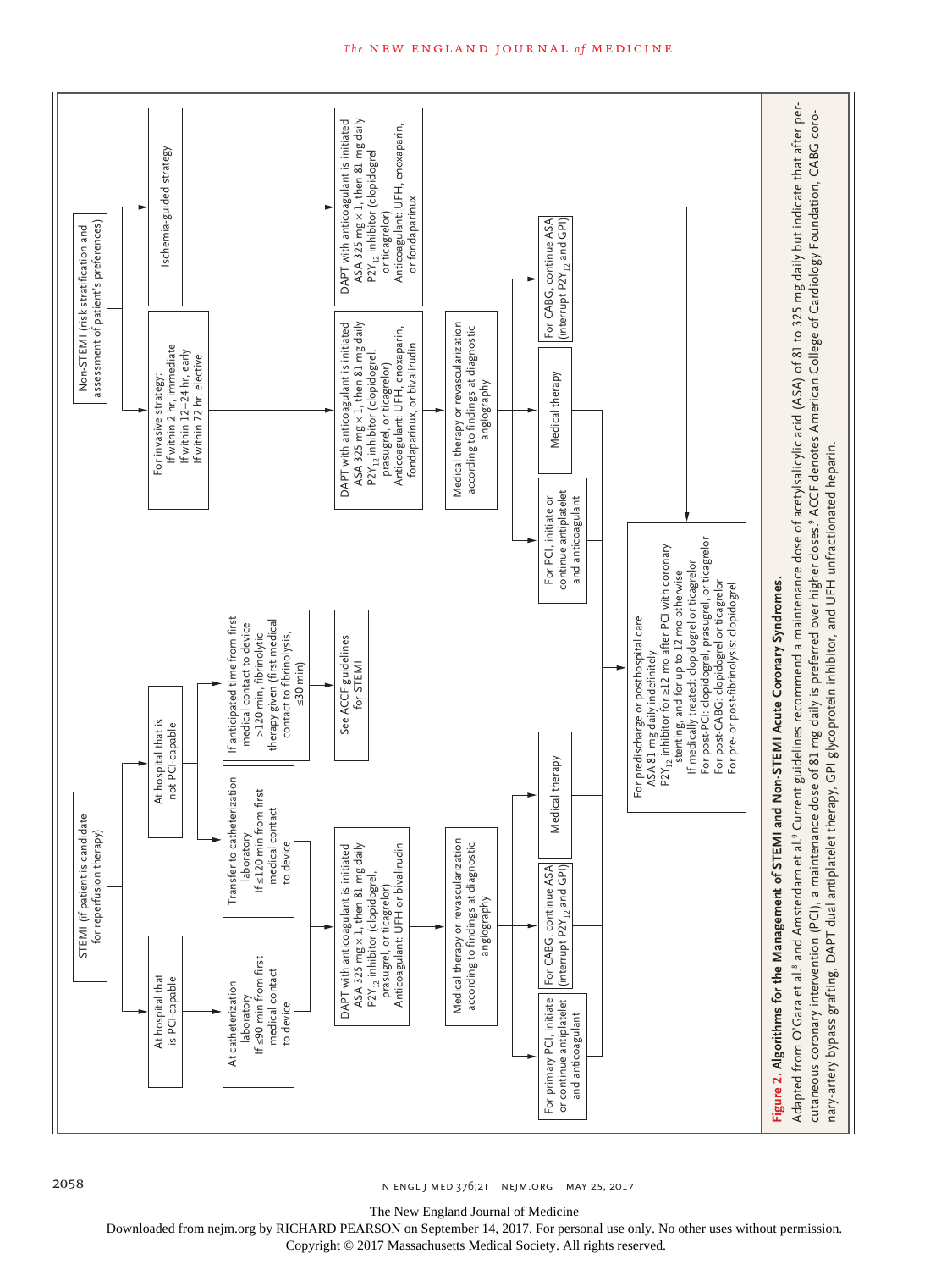STEMI (if patient is candidate for reperfusion therapy)

- At hospital that is PCI-capable
  - At catheterization laboratory If ≤90 min from first medical contact to device
- At hospital that is not PCI-capable
  - Transfer to catheterization laboratory If ≤120 min from first medical contact to device
  - If anticipated time from first medical contact to device >120 min, fibrinolytic therapy given (first medical contact to fibrinolysis, ≤30 min)
    - See ACCF guidelines for STEMI

DAPT with anticoagulant is initiated
ASA 325 mg × 1, then 81 mg daily
$P2Y_{12}$ inhibitor (clopidogrel, prasugrel, or ticagrelor)
Anticoagulant: UFH or bivalirudin

Medical therapy or revascularization according to findings at diagnostic angiography

- For primary PCI, initiate or continue antiplatelet and anticoagulant
- For CABG, continue ASA (interrupt $P2Y_{12}$ and GPI)
- Medical therapy

Non-STEMI (risk stratification and assessment of patient's preferences)

- For invasive strategy:
  If within 2 hr, immediate
  If within 12–24 hr, early
  If within 72 hr, elective
  - DAPT with anticoagulant is initiated
    ASA 325 mg × 1, then 81 mg daily
    $P2Y_{12}$ inhibitor (clopidogrel, prasugrel, or ticagrelor)
    Anticoagulant: UFH, enoxaparin, fondaparinux, or bivalirudin
  - Medical therapy or revascularization according to findings at diagnostic angiography
    - For PCI, initiate or continue antiplatelet and anticoagulant
    - Medical therapy
    - For CABG, continue ASA (interrupt $P2Y_{12}$ and GPI)
- Ischemia-guided strategy
  - DAPT with anticoagulant is initiated
    ASA 325 mg × 1, then 81 mg daily
    $P2Y_{12}$ inhibitor (clopidogrel or ticagrelor)
    Anticoagulant: UFH, enoxaparin, or fondaparinux

For predischarge or posthospital care
ASA 81 mg daily indefinitely
$P2Y_{12}$ inhibitor for ≥12 mo after PCI with coronary stenting, and for up to 12 mo otherwise
If medically treated: clopidogrel or ticagrelor
For post-PCI: clopidogrel, prasugrel, or ticagrelor
For post-CABG: clopidogrel or ticagrelor
For pre- or post-fibrinolysis: clopidogrel

**Figure 2. Algorithms for the Management of STEMI and Non-STEMI Acute Coronary Syndromes.**

Adapted from O'Gara et al.[8] and Amsterdam et al.[9] Current guidelines recommend a maintenance dose of acetylsalicylic acid (ASA) of 81 to 325 mg daily but indicate that after percutaneous coronary intervention (PCI), a maintenance dose of 81 mg daily is preferred over higher doses.[9] ACCF denotes American College of Cardiology Foundation, CABG coronary-artery bypass grafting, DAPT dual antiplatelet therapy, GPI glycoprotein inhibitor, and UFH unfractionated heparin.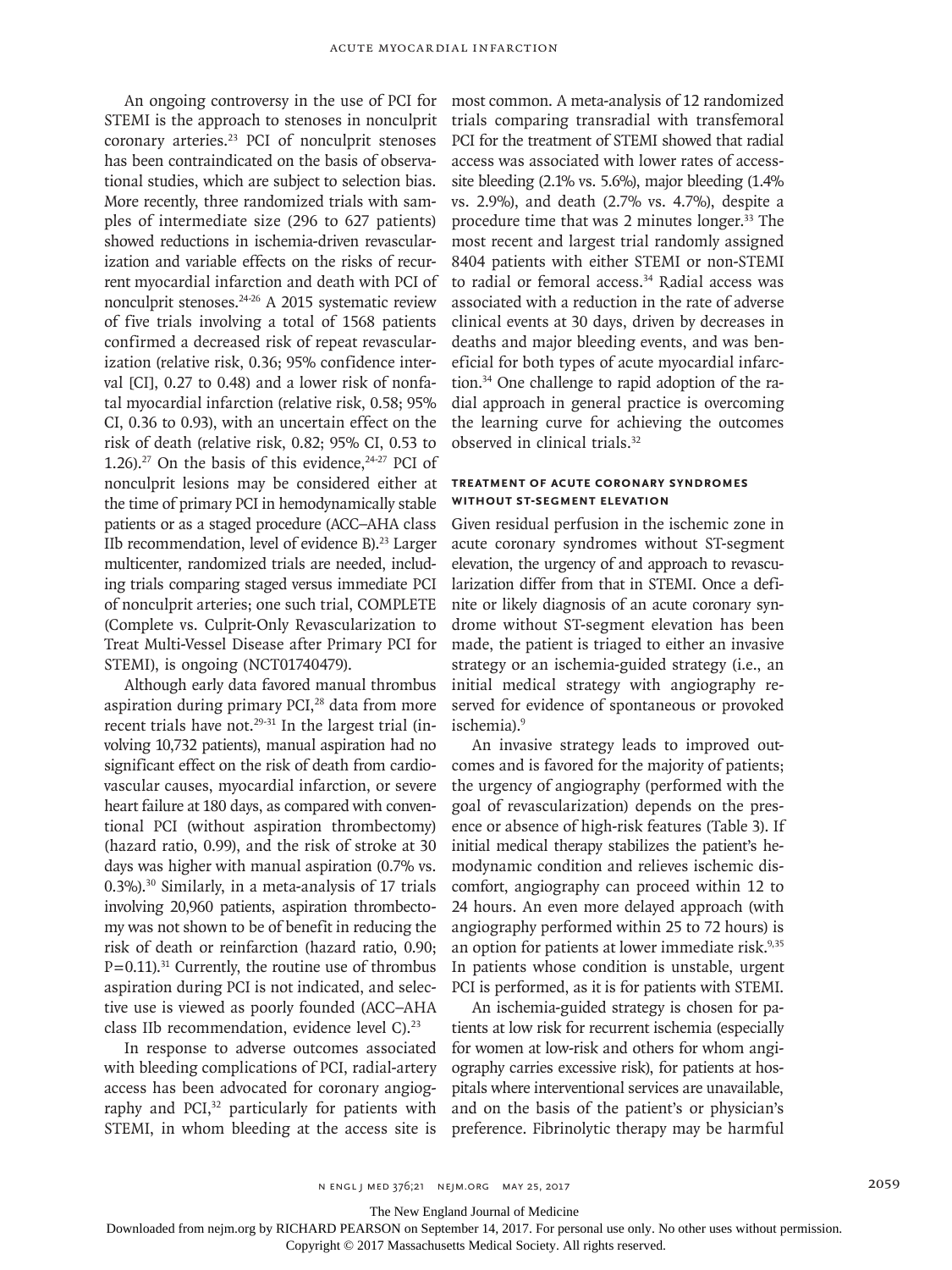An ongoing controversy in the use of PCI for STEMI is the approach to stenoses in nonculprit coronary arteries.[23] PCI of nonculprit stenoses has been contraindicated on the basis of observational studies, which are subject to selection bias. More recently, three randomized trials with samples of intermediate size (296 to 627 patients) showed reductions in ischemia-driven revascularization and variable effects on the risks of recurrent myocardial infarction and death with PCI of nonculprit stenoses.[24-26] A 2015 systematic review of five trials involving a total of 1568 patients confirmed a decreased risk of repeat revascularization (relative risk, 0.36; 95% confidence interval [CI], 0.27 to 0.48) and a lower risk of nonfatal myocardial infarction (relative risk, 0.58; 95% CI, 0.36 to 0.93), with an uncertain effect on the risk of death (relative risk, 0.82; 95% CI, 0.53 to 1.26).[27] On the basis of this evidence,[24-27] PCI of nonculprit lesions may be considered either at the time of primary PCI in hemodynamically stable patients or as a staged procedure (ACC–AHA class IIb recommendation, level of evidence B).[23] Larger multicenter, randomized trials are needed, including trials comparing staged versus immediate PCI of nonculprit arteries; one such trial, COMPLETE (Complete vs. Culprit-Only Revascularization to Treat Multi-Vessel Disease after Primary PCI for STEMI), is ongoing (NCT01740479).

Although early data favored manual thrombus aspiration during primary PCI,[28] data from more recent trials have not.[29-31] In the largest trial (involving 10,732 patients), manual aspiration had no significant effect on the risk of death from cardiovascular causes, myocardial infarction, or severe heart failure at 180 days, as compared with conventional PCI (without aspiration thrombectomy) (hazard ratio, 0.99), and the risk of stroke at 30 days was higher with manual aspiration (0.7% vs. 0.3%).[30] Similarly, in a meta-analysis of 17 trials involving 20,960 patients, aspiration thrombectomy was not shown to be of benefit in reducing the risk of death or reinfarction (hazard ratio, 0.90; P=0.11).[31] Currently, the routine use of thrombus aspiration during PCI is not indicated, and selective use is viewed as poorly founded (ACC–AHA class IIb recommendation, evidence level C).[23]

In response to adverse outcomes associated with bleeding complications of PCI, radial-artery access has been advocated for coronary angiography and PCI,[32] particularly for patients with STEMI, in whom bleeding at the access site is most common. A meta-analysis of 12 randomized trials comparing transradial with transfemoral PCI for the treatment of STEMI showed that radial access was associated with lower rates of access-site bleeding (2.1% vs. 5.6%), major bleeding (1.4% vs. 2.9%), and death (2.7% vs. 4.7%), despite a procedure time that was 2 minutes longer.[33] The most recent and largest trial randomly assigned 8404 patients with either STEMI or non-STEMI to radial or femoral access.[34] Radial access was associated with a reduction in the rate of adverse clinical events at 30 days, driven by decreases in deaths and major bleeding events, and was beneficial for both types of acute myocardial infarction.[34] One challenge to rapid adoption of the radial approach in general practice is overcoming the learning curve for achieving the outcomes observed in clinical trials.[32]

### TREATMENT OF ACUTE CORONARY SYNDROMES WITHOUT ST-SEGMENT ELEVATION

Given residual perfusion in the ischemic zone in acute coronary syndromes without ST-segment elevation, the urgency of and approach to revascularization differ from that in STEMI. Once a definite or likely diagnosis of an acute coronary syndrome without ST-segment elevation has been made, the patient is triaged to either an invasive strategy or an ischemia-guided strategy (i.e., an initial medical strategy with angiography reserved for evidence of spontaneous or provoked ischemia).[9]

An invasive strategy leads to improved outcomes and is favored for the majority of patients; the urgency of angiography (performed with the goal of revascularization) depends on the presence or absence of high-risk features (Table 3). If initial medical therapy stabilizes the patient's hemodynamic condition and relieves ischemic discomfort, angiography can proceed within 12 to 24 hours. An even more delayed approach (with angiography performed within 25 to 72 hours) is an option for patients at lower immediate risk.[9,35] In patients whose condition is unstable, urgent PCI is performed, as it is for patients with STEMI.

An ischemia-guided strategy is chosen for patients at low risk for recurrent ischemia (especially for women at low-risk and others for whom angiography carries excessive risk), for patients at hospitals where interventional services are unavailable, and on the basis of the patient's or physician's preference. Fibrinolytic therapy may be harmful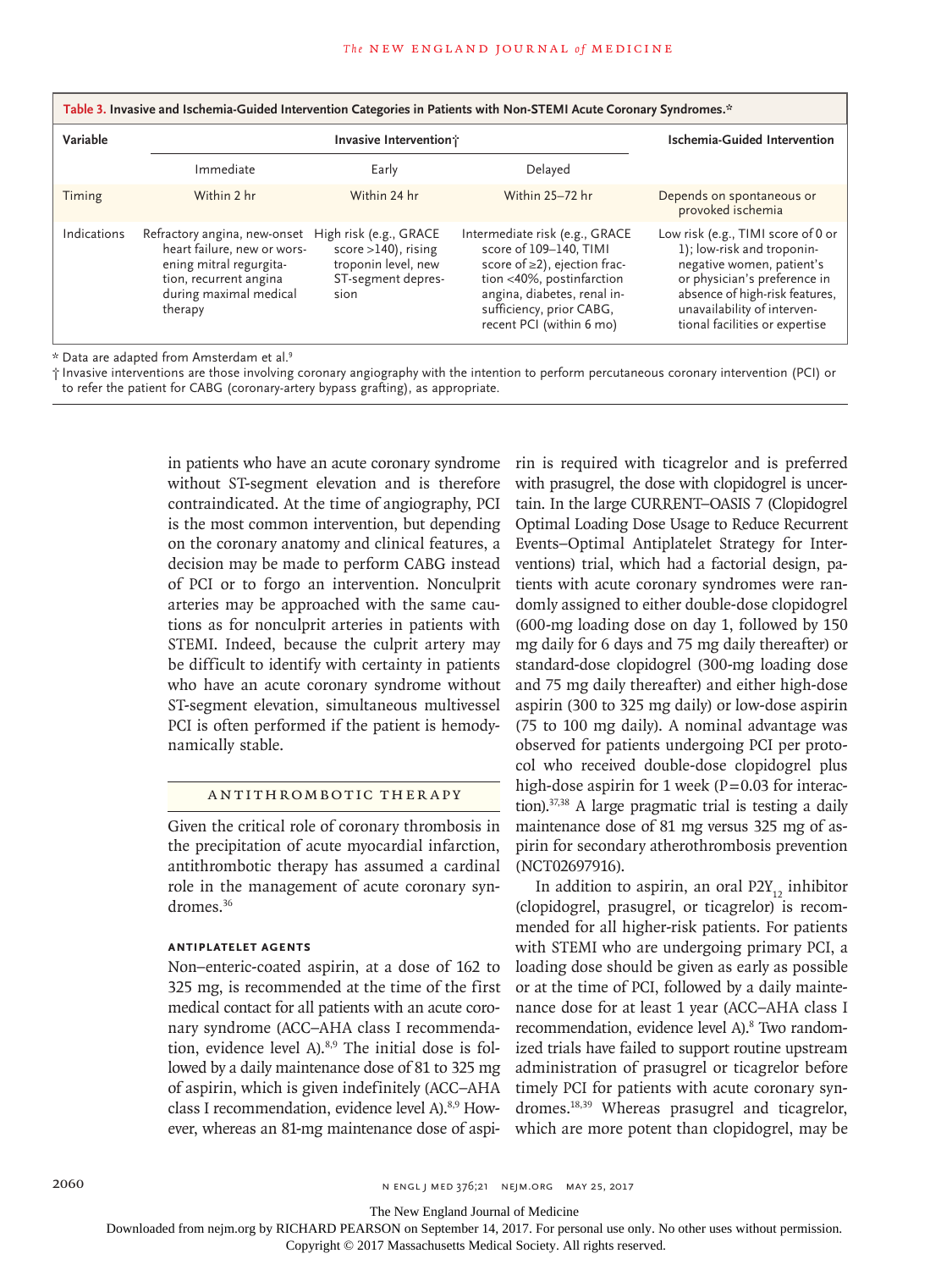**Table 3. Invasive and Ischemia-Guided Intervention Categories in Patients with Non-STEMI Acute Coronary Syndromes.***

| Variable | Invasive Intervention† | | | Ischemia-Guided Intervention |
|---|---|---|---|---|
| | Immediate | Early | Delayed | |
| Timing | Within 2 hr | Within 24 hr | Within 25–72 hr | Depends on spontaneous or provoked ischemia |
| Indications | Refractory angina, new-onset heart failure, new or worsening mitral regurgitation, recurrent angina during maximal medical therapy | High risk (e.g., GRACE score >140), rising troponin level, new ST-segment depression | Intermediate risk (e.g., GRACE score of 109–140, TIMI score of ≥2), ejection fraction <40%, postinfarction angina, diabetes, renal insufficiency, prior CABG, recent PCI (within 6 mo) | Low risk (e.g., TIMI score of 0 or 1); low-risk and troponin-negative women, patient's or physician's preference in absence of high-risk features, unavailability of interventional facilities or expertise |

\* Data are adapted from Amsterdam et al.[9]

† Invasive interventions are those involving coronary angiography with the intention to perform percutaneous coronary intervention (PCI) or to refer the patient for CABG (coronary-artery bypass grafting), as appropriate.

in patients who have an acute coronary syndrome without ST-segment elevation and is therefore contraindicated. At the time of angiography, PCI is the most common intervention, but depending on the coronary anatomy and clinical features, a decision may be made to perform CABG instead of PCI or to forgo an intervention. Nonculprit arteries may be approached with the same cautions as for nonculprit arteries in patients with STEMI. Indeed, because the culprit artery may be difficult to identify with certainty in patients who have an acute coronary syndrome without ST-segment elevation, simultaneous multivessel PCI is often performed if the patient is hemodynamically stable.

## ANTITHROMBOTIC THERAPY

Given the critical role of coronary thrombosis in the precipitation of acute myocardial infarction, antithrombotic therapy has assumed a cardinal role in the management of acute coronary syndromes.[36]

### ANTIPLATELET AGENTS

Non–enteric-coated aspirin, at a dose of 162 to 325 mg, is recommended at the time of the first medical contact for all patients with an acute coronary syndrome (ACC–AHA class I recommendation, evidence level A).[8,9] The initial dose is followed by a daily maintenance dose of 81 to 325 mg of aspirin, which is given indefinitely (ACC–AHA class I recommendation, evidence level A).[8,9] However, whereas an 81-mg maintenance dose of aspirin is required with ticagrelor and is preferred with prasugrel, the dose with clopidogrel is uncertain. In the large CURRENT–OASIS 7 (Clopidogrel Optimal Loading Dose Usage to Reduce Recurrent Events–Optimal Antiplatelet Strategy for Interventions) trial, which had a factorial design, patients with acute coronary syndromes were randomly assigned to either double-dose clopidogrel (600-mg loading dose on day 1, followed by 150 mg daily for 6 days and 75 mg daily thereafter) or standard-dose clopidogrel (300-mg loading dose and 75 mg daily thereafter) and either high-dose aspirin (300 to 325 mg daily) or low-dose aspirin (75 to 100 mg daily). A nominal advantage was observed for patients undergoing PCI per protocol who received double-dose clopidogrel plus high-dose aspirin for 1 week ($P=0.03$ for interaction).[37,38] A large pragmatic trial is testing a daily maintenance dose of 81 mg versus 325 mg of aspirin for secondary atherothrombosis prevention (NCT02697916).

In addition to aspirin, an oral $P2Y_{12}$ inhibitor (clopidogrel, prasugrel, or ticagrelor) is recommended for all higher-risk patients. For patients with STEMI who are undergoing primary PCI, a loading dose should be given as early as possible or at the time of PCI, followed by a daily maintenance dose for at least 1 year (ACC–AHA class I recommendation, evidence level A).[8] Two randomized trials have failed to support routine upstream administration of prasugrel or ticagrelor before timely PCI for patients with acute coronary syndromes.[18,39] Whereas prasugrel and ticagrelor, which are more potent than clopidogrel, may be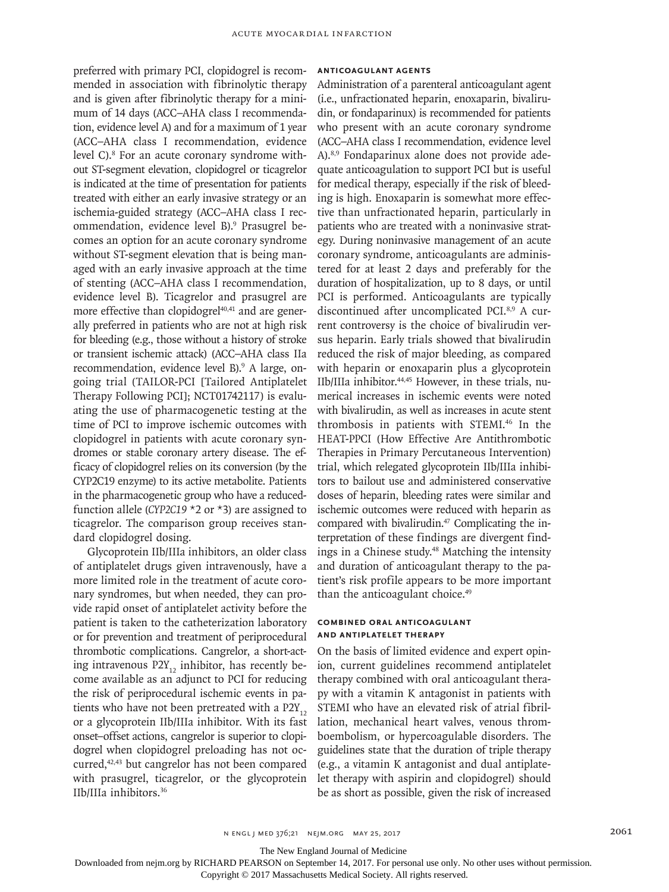preferred with primary PCI, clopidogrel is recommended in association with fibrinolytic therapy and is given after fibrinolytic therapy for a minimum of 14 days (ACC–AHA class I recommendation, evidence level A) and for a maximum of 1 year (ACC–AHA class I recommendation, evidence level C).[8] For an acute coronary syndrome without ST-segment elevation, clopidogrel or ticagrelor is indicated at the time of presentation for patients treated with either an early invasive strategy or an ischemia-guided strategy (ACC–AHA class I recommendation, evidence level B).[9] Prasugrel becomes an option for an acute coronary syndrome without ST-segment elevation that is being managed with an early invasive approach at the time of stenting (ACC–AHA class I recommendation, evidence level B). Ticagrelor and prasugrel are more effective than clopidogrel[40,41] and are generally preferred in patients who are not at high risk for bleeding (e.g., those without a history of stroke or transient ischemic attack) (ACC–AHA class IIa recommendation, evidence level B).[9] A large, ongoing trial (TAILOR-PCI [Tailored Antiplatelet Therapy Following PCI]; NCT01742117) is evaluating the use of pharmacogenetic testing at the time of PCI to improve ischemic outcomes with clopidogrel in patients with acute coronary syndromes or stable coronary artery disease. The efficacy of clopidogrel relies on its conversion (by the CYP2C19 enzyme) to its active metabolite. Patients in the pharmacogenetic group who have a reduced-function allele (*CYP2C19* *2 or *3) are assigned to ticagrelor. The comparison group receives standard clopidogrel dosing.

Glycoprotein IIb/IIIa inhibitors, an older class of antiplatelet drugs given intravenously, have a more limited role in the treatment of acute coronary syndromes, but when needed, they can provide rapid onset of antiplatelet activity before the patient is taken to the catheterization laboratory or for prevention and treatment of periprocedural thrombotic complications. Cangrelor, a short-acting intravenous $P2Y_{12}$ inhibitor, has recently become available as an adjunct to PCI for reducing the risk of periprocedural ischemic events in patients who have not been pretreated with a $P2Y_{12}$ or a glycoprotein IIb/IIIa inhibitor. With its fast onset–offset actions, cangrelor is superior to clopidogrel when clopidogrel preloading has not occurred,[42,43] but cangrelor has not been compared with prasugrel, ticagrelor, or the glycoprotein IIb/IIIa inhibitors.[36]

#### ANTICOAGULANT AGENTS

Administration of a parenteral anticoagulant agent (i.e., unfractionated heparin, enoxaparin, bivalirudin, or fondaparinux) is recommended for patients who present with an acute coronary syndrome (ACC–AHA class I recommendation, evidence level A).[8,9] Fondaparinux alone does not provide adequate anticoagulation to support PCI but is useful for medical therapy, especially if the risk of bleeding is high. Enoxaparin is somewhat more effective than unfractionated heparin, particularly in patients who are treated with a noninvasive strategy. During noninvasive management of an acute coronary syndrome, anticoagulants are administered for at least 2 days and preferably for the duration of hospitalization, up to 8 days, or until PCI is performed. Anticoagulants are typically discontinued after uncomplicated PCI.[8,9] A current controversy is the choice of bivalirudin versus heparin. Early trials showed that bivalirudin reduced the risk of major bleeding, as compared with heparin or enoxaparin plus a glycoprotein IIb/IIIa inhibitor.[44,45] However, in these trials, numerical increases in ischemic events were noted with bivalirudin, as well as increases in acute stent thrombosis in patients with STEMI.[46] In the HEAT-PPCI (How Effective Are Antithrombotic Therapies in Primary Percutaneous Intervention) trial, which relegated glycoprotein IIb/IIIa inhibitors to bailout use and administered conservative doses of heparin, bleeding rates were similar and ischemic outcomes were reduced with heparin as compared with bivalirudin.[47] Complicating the interpretation of these findings are divergent findings in a Chinese study.[48] Matching the intensity and duration of anticoagulant therapy to the patient's risk profile appears to be more important than the anticoagulant choice.[49]

#### COMBINED ORAL ANTICOAGULANT AND ANTIPLATELET THERAPY

On the basis of limited evidence and expert opinion, current guidelines recommend antiplatelet therapy combined with oral anticoagulant therapy with a vitamin K antagonist in patients with STEMI who have an elevated risk of atrial fibrillation, mechanical heart valves, venous thromboembolism, or hypercoagulable disorders. The guidelines state that the duration of triple therapy (e.g., a vitamin K antagonist and dual antiplatelet therapy with aspirin and clopidogrel) should be as short as possible, given the risk of increased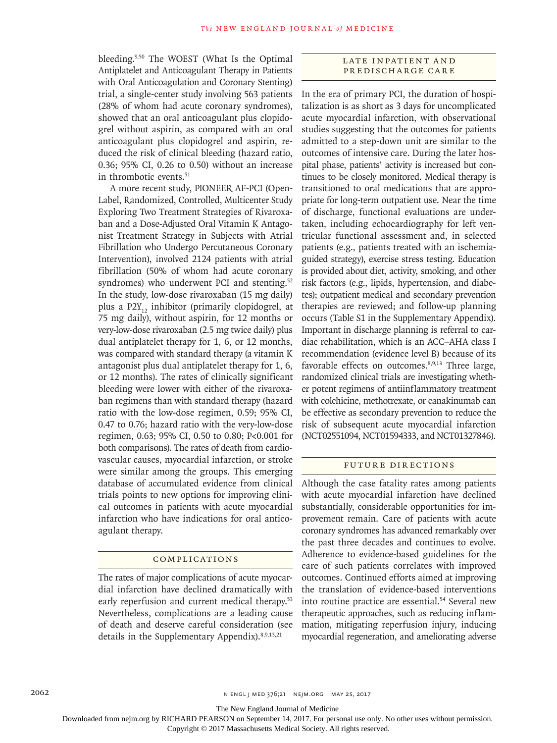bleeding.[9,50] The WOEST (What Is the Optimal Antiplatelet and Anticoagulant Therapy in Patients with Oral Anticoagulation and Coronary Stenting) trial, a single-center study involving 563 patients (28% of whom had acute coronary syndromes), showed that an oral anticoagulant plus clopidogrel without aspirin, as compared with an oral anticoagulant plus clopidogrel and aspirin, reduced the risk of clinical bleeding (hazard ratio, 0.36; 95% CI, 0.26 to 0.50) without an increase in thrombotic events.[51]

A more recent study, PIONEER AF-PCI (Open-Label, Randomized, Controlled, Multicenter Study Exploring Two Treatment Strategies of Rivaroxaban and a Dose-Adjusted Oral Vitamin K Antagonist Treatment Strategy in Subjects with Atrial Fibrillation who Undergo Percutaneous Coronary Intervention), involved 2124 patients with atrial fibrillation (50% of whom had acute coronary syndromes) who underwent PCI and stenting.[52] In the study, low-dose rivaroxaban (15 mg daily) plus a $P2Y_{12}$ inhibitor (primarily clopidogrel, at 75 mg daily), without aspirin, for 12 months or very-low-dose rivaroxaban (2.5 mg twice daily) plus dual antiplatelet therapy for 1, 6, or 12 months, was compared with standard therapy (a vitamin K antagonist plus dual antiplatelet therapy for 1, 6, or 12 months). The rates of clinically significant bleeding were lower with either of the rivaroxaban regimens than with standard therapy (hazard ratio with the low-dose regimen, 0.59; 95% CI, 0.47 to 0.76; hazard ratio with the very-low-dose regimen, 0.63; 95% CI, 0.50 to 0.80; $P<0.001$ for both comparisons). The rates of death from cardiovascular causes, myocardial infarction, or stroke were similar among the groups. This emerging database of accumulated evidence from clinical trials points to new options for improving clinical outcomes in patients with acute myocardial infarction who have indications for oral anticoagulant therapy.

## Complications

The rates of major complications of acute myocardial infarction have declined dramatically with early reperfusion and current medical therapy.[53] Nevertheless, complications are a leading cause of death and deserve careful consideration (see details in the Supplementary Appendix).[8,9,13,21]

## Late Inpatient and Predischarge Care

In the era of primary PCI, the duration of hospitalization is as short as 3 days for uncomplicated acute myocardial infarction, with observational studies suggesting that the outcomes for patients admitted to a step-down unit are similar to the outcomes of intensive care. During the later hospital phase, patients' activity is increased but continues to be closely monitored. Medical therapy is transitioned to oral medications that are appropriate for long-term outpatient use. Near the time of discharge, functional evaluations are undertaken, including echocardiography for left ventricular functional assessment and, in selected patients (e.g., patients treated with an ischemia-guided strategy), exercise stress testing. Education is provided about diet, activity, smoking, and other risk factors (e.g., lipids, hypertension, and diabetes); outpatient medical and secondary prevention therapies are reviewed; and follow-up planning occurs (Table S1 in the Supplementary Appendix). Important in discharge planning is referral to cardiac rehabilitation, which is an ACC–AHA class I recommendation (evidence level B) because of its favorable effects on outcomes.[8,9,13] Three large, randomized clinical trials are investigating whether potent regimens of antiinflammatory treatment with colchicine, methotrexate, or canakinumab can be effective as secondary prevention to reduce the risk of subsequent acute myocardial infarction (NCT02551094, NCT01594333, and NCT01327846).

## Future Directions

Although the case fatality rates among patients with acute myocardial infarction have declined substantially, considerable opportunities for improvement remain. Care of patients with acute coronary syndromes has advanced remarkably over the past three decades and continues to evolve. Adherence to evidence-based guidelines for the care of such patients correlates with improved outcomes. Continued efforts aimed at improving the translation of evidence-based interventions into routine practice are essential.[54] Several new therapeutic approaches, such as reducing inflammation, mitigating reperfusion injury, inducing myocardial regeneration, and ameliorating adverse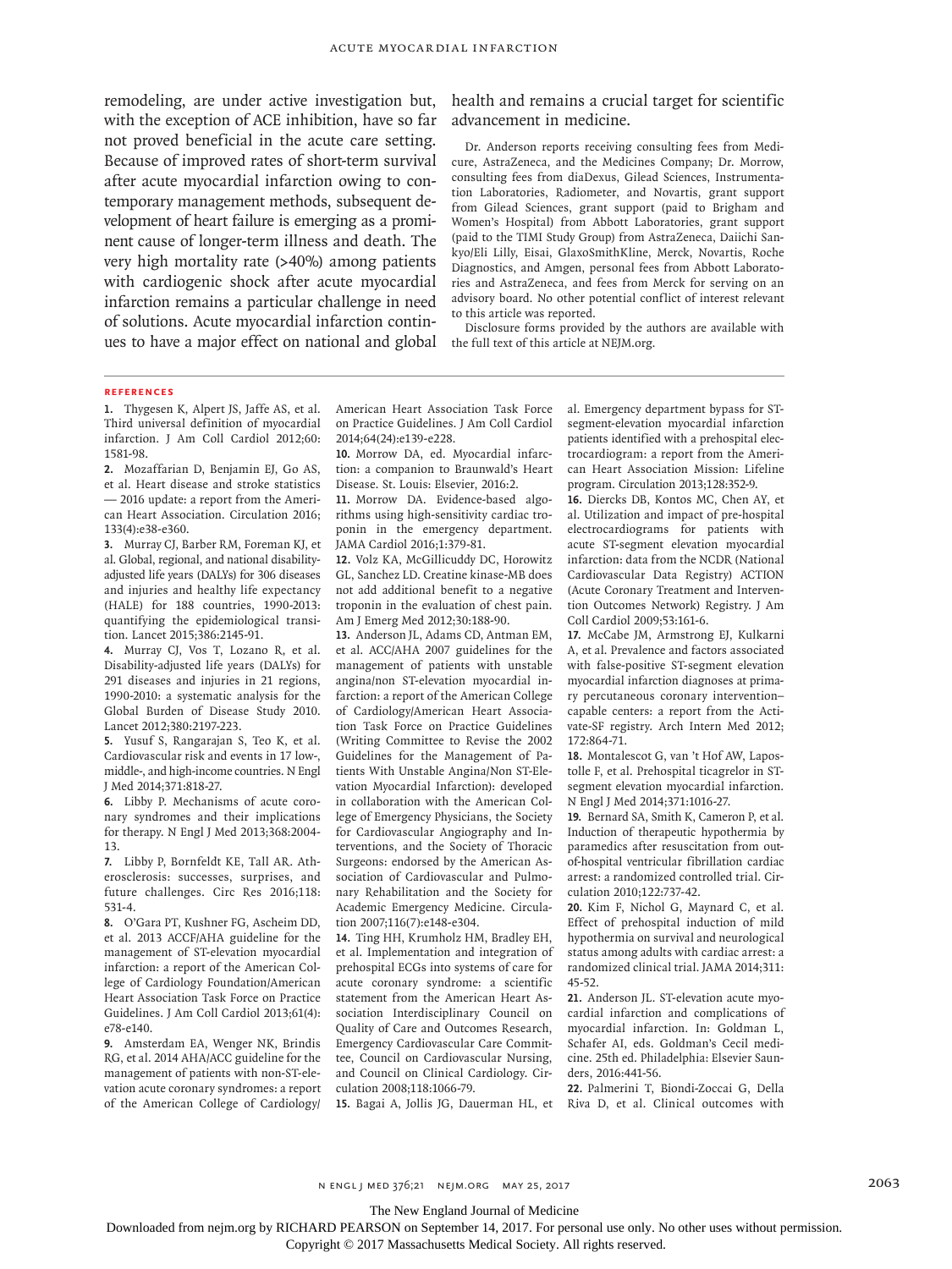remodeling, are under active investigation but, with the exception of ACE inhibition, have so far not proved beneficial in the acute care setting. Because of improved rates of short-term survival after acute myocardial infarction owing to contemporary management methods, subsequent development of heart failure is emerging as a prominent cause of longer-term illness and death. The very high mortality rate (>40%) among patients with cardiogenic shock after acute myocardial infarction remains a particular challenge in need of solutions. Acute myocardial infarction continues to have a major effect on national and global health and remains a crucial target for scientific advancement in medicine.

Dr. Anderson reports receiving consulting fees from Medicure, AstraZeneca, and the Medicines Company; Dr. Morrow, consulting fees from diaDexus, Gilead Sciences, Instrumentation Laboratories, Radiometer, and Novartis, grant support from Gilead Sciences, grant support (paid to Brigham and Women's Hospital) from Abbott Laboratories, grant support (paid to the TIMI Study Group) from AstraZeneca, Daiichi Sankyo/Eli Lilly, Eisai, GlaxoSmithKline, Merck, Novartis, Roche Diagnostics, and Amgen, personal fees from Abbott Laboratories and AstraZeneca, and fees from Merck for serving on an advisory board. No other potential conflict of interest relevant to this article was reported.

Disclosure forms provided by the authors are available with the full text of this article at NEJM.org.

## References

1. Thygesen K, Alpert JS, Jaffe AS, et al. Third universal definition of myocardial infarction. J Am Coll Cardiol 2012;60:1581-98.
2. Mozaffarian D, Benjamin EJ, Go AS, et al. Heart disease and stroke statistics — 2016 update: a report from the American Heart Association. Circulation 2016;133(4):e38-e360.
3. Murray CJ, Barber RM, Foreman KJ, et al. Global, regional, and national disability-adjusted life years (DALYs) for 306 diseases and injuries and healthy life expectancy (HALE) for 188 countries, 1990-2013: quantifying the epidemiological transition. Lancet 2015;386:2145-91.
4. Murray CJ, Vos T, Lozano R, et al. Disability-adjusted life years (DALYs) for 291 diseases and injuries in 21 regions, 1990-2010: a systematic analysis for the Global Burden of Disease Study 2010. Lancet 2012;380:2197-223.
5. Yusuf S, Rangarajan S, Teo K, et al. Cardiovascular risk and events in 17 low-, middle-, and high-income countries. N Engl J Med 2014;371:818-27.
6. Libby P. Mechanisms of acute coronary syndromes and their implications for therapy. N Engl J Med 2013;368:2004-13.
7. Libby P, Bornfeldt KE, Tall AR. Atherosclerosis: successes, surprises, and future challenges. Circ Res 2016;118:531-4.
8. O'Gara PT, Kushner FG, Ascheim DD, et al. 2013 ACCF/AHA guideline for the management of ST-elevation myocardial infarction: a report of the American College of Cardiology Foundation/American Heart Association Task Force on Practice Guidelines. J Am Coll Cardiol 2013;61(4):e78-e140.
9. Amsterdam EA, Wenger NK, Brindis RG, et al. 2014 AHA/ACC guideline for the management of patients with non-ST-elevation acute coronary syndromes: a report of the American College of Cardiology/American Heart Association Task Force on Practice Guidelines. J Am Coll Cardiol 2014;64(24):e139-e228.
10. Morrow DA, ed. Myocardial infarction: a companion to Braunwald's Heart Disease. St. Louis: Elsevier, 2016:2.
11. Morrow DA. Evidence-based algorithms using high-sensitivity cardiac troponin in the emergency department. JAMA Cardiol 2016;1:379-81.
12. Volz KA, McGillicuddy DC, Horowitz GL, Sanchez LD. Creatine kinase-MB does not add additional benefit to a negative troponin in the evaluation of chest pain. Am J Emerg Med 2012;30:188-90.
13. Anderson JL, Adams CD, Antman EM, et al. ACC/AHA 2007 guidelines for the management of patients with unstable angina/non ST-elevation myocardial infarction: a report of the American College of Cardiology/American Heart Association Task Force on Practice Guidelines (Writing Committee to Revise the 2002 Guidelines for the Management of Patients With Unstable Angina/Non ST-Elevation Myocardial Infarction): developed in collaboration with the American College of Emergency Physicians, the Society for Cardiovascular Angiography and Interventions, and the Society of Thoracic Surgeons: endorsed by the American Association of Cardiovascular and Pulmonary Rehabilitation and the Society for Academic Emergency Medicine. Circulation 2007;116(7):e148-e304.
14. Ting HH, Krumholz HM, Bradley EH, et al. Implementation and integration of prehospital ECGs into systems of care for acute coronary syndrome: a scientific statement from the American Heart Association Interdisciplinary Council on Quality of Care and Outcomes Research, Emergency Cardiovascular Care Committee, Council on Cardiovascular Nursing, and Council on Clinical Cardiology. Circulation 2008;118:1066-79.
15. Bagai A, Jollis JG, Dauerman HL, et al. Emergency department bypass for ST-segment-elevation myocardial infarction patients identified with a prehospital electrocardiogram: a report from the American Heart Association Mission: Lifeline program. Circulation 2013;128:352-9.
16. Diercks DB, Kontos MC, Chen AY, et al. Utilization and impact of pre-hospital electrocardiograms for patients with acute ST-segment elevation myocardial infarction: data from the NCDR (National Cardiovascular Data Registry) ACTION (Acute Coronary Treatment and Intervention Outcomes Network) Registry. J Am Coll Cardiol 2009;53:161-6.
17. McCabe JM, Armstrong EJ, Kulkarni A, et al. Prevalence and factors associated with false-positive ST-segment elevation myocardial infarction diagnoses at primary percutaneous coronary intervention–capable centers: a report from the Activate-SF registry. Arch Intern Med 2012;172:864-71.
18. Montalescot G, van 't Hof AW, Lapostolle F, et al. Prehospital ticagrelor in ST-segment elevation myocardial infarction. N Engl J Med 2014;371:1016-27.
19. Bernard SA, Smith K, Cameron P, et al. Induction of therapeutic hypothermia by paramedics after resuscitation from out-of-hospital ventricular fibrillation cardiac arrest: a randomized controlled trial. Circulation 2010;122:737-42.
20. Kim F, Nichol G, Maynard C, et al. Effect of prehospital induction of mild hypothermia on survival and neurological status among adults with cardiac arrest: a randomized clinical trial. JAMA 2014;311:45-52.
21. Anderson JL. ST-elevation acute myocardial infarction and complications of myocardial infarction. In: Goldman L, Schafer AI, eds. Goldman's Cecil medicine. 25th ed. Philadelphia: Elsevier Saunders, 2016:441-56.
22. Palmerini T, Biondi-Zoccai G, Della Riva D, et al. Clinical outcomes with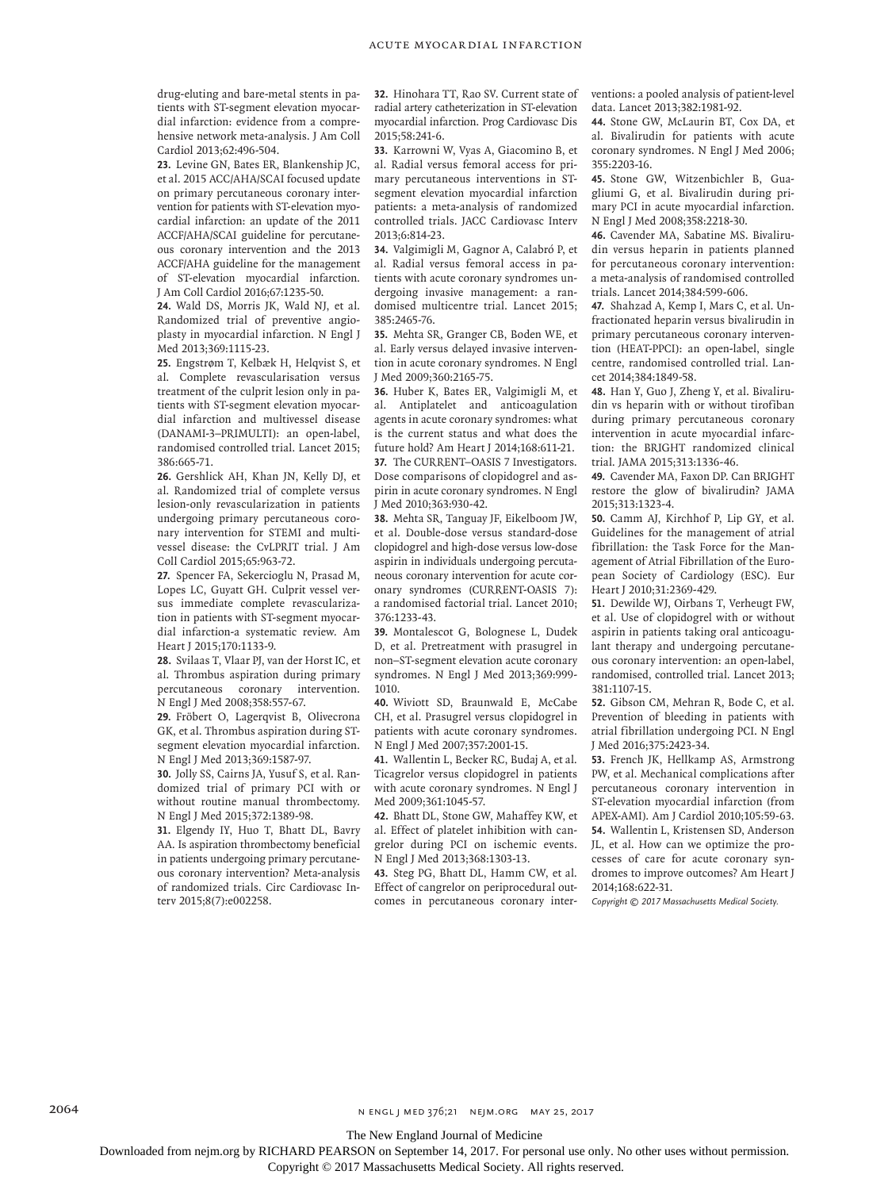drug-eluting and bare-metal stents in patients with ST-segment elevation myocardial infarction: evidence from a comprehensive network meta-analysis. J Am Coll Cardiol 2013;62:496-504.

**23.** Levine GN, Bates ER, Blankenship JC, et al. 2015 ACC/AHA/SCAI focused update on primary percutaneous coronary intervention for patients with ST-elevation myocardial infarction: an update of the 2011 ACCF/AHA/SCAI guideline for percutaneous coronary intervention and the 2013 ACCF/AHA guideline for the management of ST-elevation myocardial infarction. J Am Coll Cardiol 2016;67:1235-50.

**24.** Wald DS, Morris JK, Wald NJ, et al. Randomized trial of preventive angioplasty in myocardial infarction. N Engl J Med 2013;369:1115-23.

**25.** Engstrøm T, Kelbæk H, Helqvist S, et al. Complete revascularisation versus treatment of the culprit lesion only in patients with ST-segment elevation myocardial infarction and multivessel disease (DANAMI-3–PRIMULTI): an open-label, randomised controlled trial. Lancet 2015; 386:665-71.

**26.** Gershlick AH, Khan JN, Kelly DJ, et al. Randomized trial of complete versus lesion-only revascularization in patients undergoing primary percutaneous coronary intervention for STEMI and multivessel disease: the CvLPRIT trial. J Am Coll Cardiol 2015;65:963-72.

**27.** Spencer FA, Sekercioglu N, Prasad M, Lopes LC, Guyatt GH. Culprit vessel versus immediate complete revascularization in patients with ST-segment myocardial infarction-a systematic review. Am Heart J 2015;170:1133-9.

**28.** Svilaas T, Vlaar PJ, van der Horst IC, et al. Thrombus aspiration during primary percutaneous coronary intervention. N Engl J Med 2008;358:557-67.

**29.** Fröbert O, Lagerqvist B, Olivecrona GK, et al. Thrombus aspiration during ST-segment elevation myocardial infarction. N Engl J Med 2013;369:1587-97.

**30.** Jolly SS, Cairns JA, Yusuf S, et al. Randomized trial of primary PCI with or without routine manual thrombectomy. N Engl J Med 2015;372:1389-98.

**31.** Elgendy IY, Huo T, Bhatt DL, Bavry AA. Is aspiration thrombectomy beneficial in patients undergoing primary percutaneous coronary intervention? Meta-analysis of randomized trials. Circ Cardiovasc Interv 2015;8(7):e002258.

**32.** Hinohara TT, Rao SV. Current state of radial artery catheterization in ST-elevation myocardial infarction. Prog Cardiovasc Dis 2015;58:241-6.

**33.** Karrowni W, Vyas A, Giacomino B, et al. Radial versus femoral access for primary percutaneous interventions in ST-segment elevation myocardial infarction patients: a meta-analysis of randomized controlled trials. JACC Cardiovasc Interv 2013;6:814-23.

**34.** Valgimigli M, Gagnor A, Calabró P, et al. Radial versus femoral access in patients with acute coronary syndromes undergoing invasive management: a randomised multicentre trial. Lancet 2015; 385:2465-76.

**35.** Mehta SR, Granger CB, Boden WE, et al. Early versus delayed invasive intervention in acute coronary syndromes. N Engl J Med 2009;360:2165-75.

**36.** Huber K, Bates ER, Valgimigli M, et al. Antiplatelet and anticoagulation agents in acute coronary syndromes: what is the current status and what does the future hold? Am Heart J 2014;168:611-21.

**37.** The CURRENT–OASIS 7 Investigators. Dose comparisons of clopidogrel and aspirin in acute coronary syndromes. N Engl J Med 2010;363:930-42.

**38.** Mehta SR, Tanguay JF, Eikelboom JW, et al. Double-dose versus standard-dose clopidogrel and high-dose versus low-dose aspirin in individuals undergoing percutaneous coronary intervention for acute coronary syndromes (CURRENT-OASIS 7): a randomised factorial trial. Lancet 2010; 376:1233-43.

**39.** Montalescot G, Bolognese L, Dudek D, et al. Pretreatment with prasugrel in non–ST-segment elevation acute coronary syndromes. N Engl J Med 2013;369:999-1010.

**40.** Wiviott SD, Braunwald E, McCabe CH, et al. Prasugrel versus clopidogrel in patients with acute coronary syndromes. N Engl J Med 2007;357:2001-15.

**41.** Wallentin L, Becker RC, Budaj A, et al. Ticagrelor versus clopidogrel in patients with acute coronary syndromes. N Engl J Med 2009;361:1045-57.

**42.** Bhatt DL, Stone GW, Mahaffey KW, et al. Effect of platelet inhibition with cangrelor during PCI on ischemic events. N Engl J Med 2013;368:1303-13.

**43.** Steg PG, Bhatt DL, Hamm CW, et al. Effect of cangrelor on periprocedural outcomes in percutaneous coronary interventions: a pooled analysis of patient-level data. Lancet 2013;382:1981-92.

**44.** Stone GW, McLaurin BT, Cox DA, et al. Bivalirudin for patients with acute coronary syndromes. N Engl J Med 2006; 355:2203-16.

**45.** Stone GW, Witzenbichler B, Guagliumi G, et al. Bivalirudin during primary PCI in acute myocardial infarction. N Engl J Med 2008;358:2218-30.

**46.** Cavender MA, Sabatine MS. Bivalirudin versus heparin in patients planned for percutaneous coronary intervention: a meta-analysis of randomised controlled trials. Lancet 2014;384:599-606.

**47.** Shahzad A, Kemp I, Mars C, et al. Unfractionated heparin versus bivalirudin in primary percutaneous coronary intervention (HEAT-PPCI): an open-label, single centre, randomised controlled trial. Lancet 2014;384:1849-58.

**48.** Han Y, Guo J, Zheng Y, et al. Bivalirudin vs heparin with or without tirofiban during primary percutaneous coronary intervention in acute myocardial infarction: the BRIGHT randomized clinical trial. JAMA 2015;313:1336-46.

**49.** Cavender MA, Faxon DP. Can BRIGHT restore the glow of bivalirudin? JAMA 2015;313:1323-4.

**50.** Camm AJ, Kirchhof P, Lip GY, et al. Guidelines for the management of atrial fibrillation: the Task Force for the Management of Atrial Fibrillation of the European Society of Cardiology (ESC). Eur Heart J 2010;31:2369-429.

**51.** Dewilde WJ, Oirbans T, Verheugt FW, et al. Use of clopidogrel with or without aspirin in patients taking oral anticoagulant therapy and undergoing percutaneous coronary intervention: an open-label, randomised, controlled trial. Lancet 2013; 381:1107-15.

**52.** Gibson CM, Mehran R, Bode C, et al. Prevention of bleeding in patients with atrial fibrillation undergoing PCI. N Engl J Med 2016;375:2423-34.

**53.** French JK, Hellkamp AS, Armstrong PW, et al. Mechanical complications after percutaneous coronary intervention in ST-elevation myocardial infarction (from APEX-AMI). Am J Cardiol 2010;105:59-63.

**54.** Wallentin L, Kristensen SD, Anderson JL, et al. How can we optimize the processes of care for acute coronary syndromes to improve outcomes? Am Heart J 2014;168:622-31.

*Copyright © 2017 Massachusetts Medical Society.*